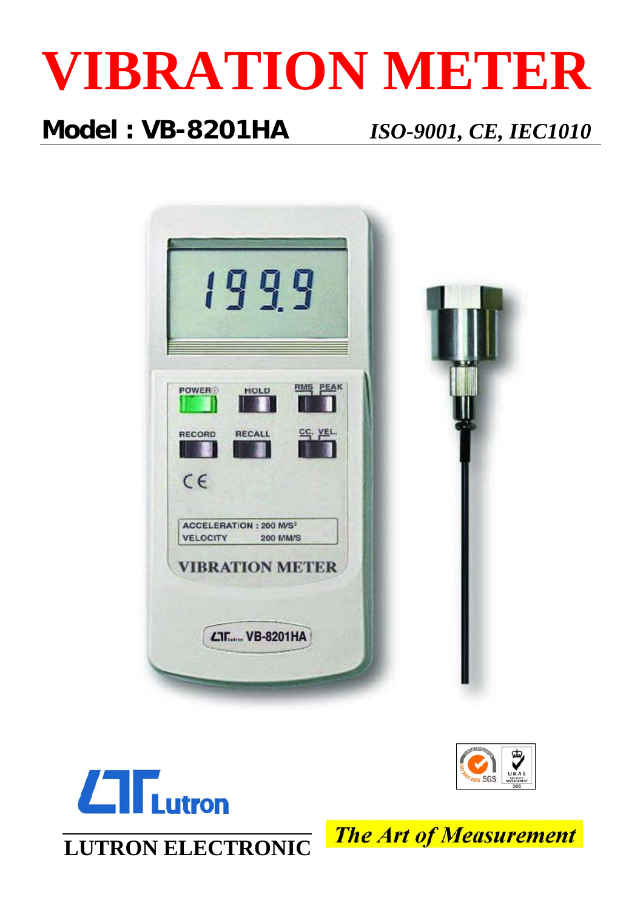# VIBRATION METER

**Model : VB-8201HA** *ISO-9001, CE, IEC1010*

LUTRON ELECTRONIC

*The Art of Measurement*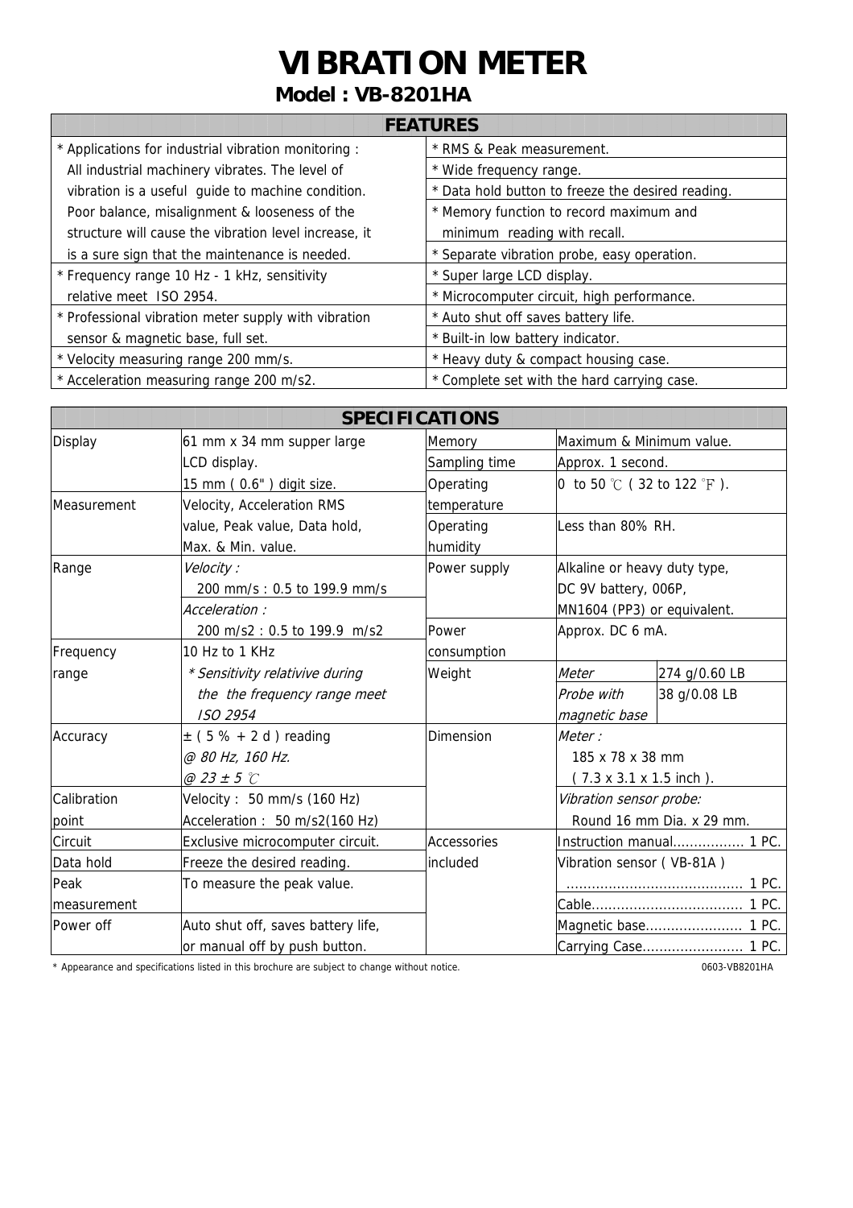# VIBRATION METER

## Model : VB-8201HA

| FEATURES | |
|---|---|
| * Applications for industrial vibration monitoring : All industrial machinery vibrates. The level of vibration is a useful guide to machine condition. Poor balance, misalignment & looseness of the structure will cause the vibration level increase, it is a sure sign that the maintenance is needed. | * RMS & Peak measurement.<br>* Wide frequency range.<br>* Data hold button to freeze the desired reading.<br>* Memory function to record maximum and minimum reading with recall.<br>* Separate vibration probe, easy operation. |
| * Frequency range 10 Hz - 1 kHz, sensitivity relative meet ISO 2954. | * Super large LCD display.<br>* Microcomputer circuit, high performance. |
| * Professional vibration meter supply with vibration sensor & magnetic base, full set. | * Auto shut off saves battery life.<br>* Built-in low battery indicator. |
| * Velocity measuring range 200 mm/s. | * Heavy duty & compact housing case. |
| * Acceleration measuring range 200 m/s2. | * Complete set with the hard carrying case. |

| SPECIFICATIONS | | | |
|---|---|---|---|
| Display | 61 mm x 34 mm supper large LCD display.<br>15 mm ( 0.6" ) digit size. | Memory | Maximum & Minimum value. |
| | | Sampling time | Approx. 1 second. |
| | | Operating temperature | 0 to 50 ℃ ( 32 to 122 ℉ ). |
| Measurement | Velocity, Acceleration RMS value, Peak value, Data hold, Max. & Min. value. | Operating humidity | Less than 80% RH. |
| Range | *Velocity :*<br>200 mm/s : 0.5 to 199.9 mm/s<br>*Acceleration :*<br>200 m/s2 : 0.5 to 199.9 m/s2 | Power supply | Alkaline or heavy duty type, DC 9V battery, 006P, MN1604 (PP3) or equivalent. |
| | | Power consumption | Approx. DC 6 mA. |
| Frequency range | 10 Hz to 1 KHz<br>*\* Sensitivity relativive during the the frequency range meet ISO 2954* | Weight | *Meter* 274 g/0.60 LB<br>*Probe with magnetic base* 38 g/0.08 LB |
| Accuracy | ± ( 5 % + 2 d ) reading<br>*@ 80 Hz, 160 Hz.*<br>*@ 23 ± 5 ℃* | Dimension | *Meter :*<br>185 x 78 x 38 mm<br>( 7.3 x 3.1 x 1.5 inch ). |
| Calibration point | Velocity : 50 mm/s (160 Hz)<br>Acceleration : 50 m/s2(160 Hz) | | *Vibration sensor probe:*<br>Round 16 mm Dia. x 29 mm. |
| Circuit | Exclusive microcomputer circuit. | Accessories included | Instruction manual................. 1 PC. |
| Data hold | Freeze the desired reading. | | Vibration sensor ( VB-81A ) .......................................... 1 PC. |
| Peak measurement | To measure the peak value. | | Cable.................................... 1 PC. |
| Power off | Auto shut off, saves battery life, or manual off by push button. | | Magnetic base....................... 1 PC.<br>Carrying Case........................ 1 PC. |

\* Appearance and specifications listed in this brochure are subject to change without notice.

0603-VB8201HA